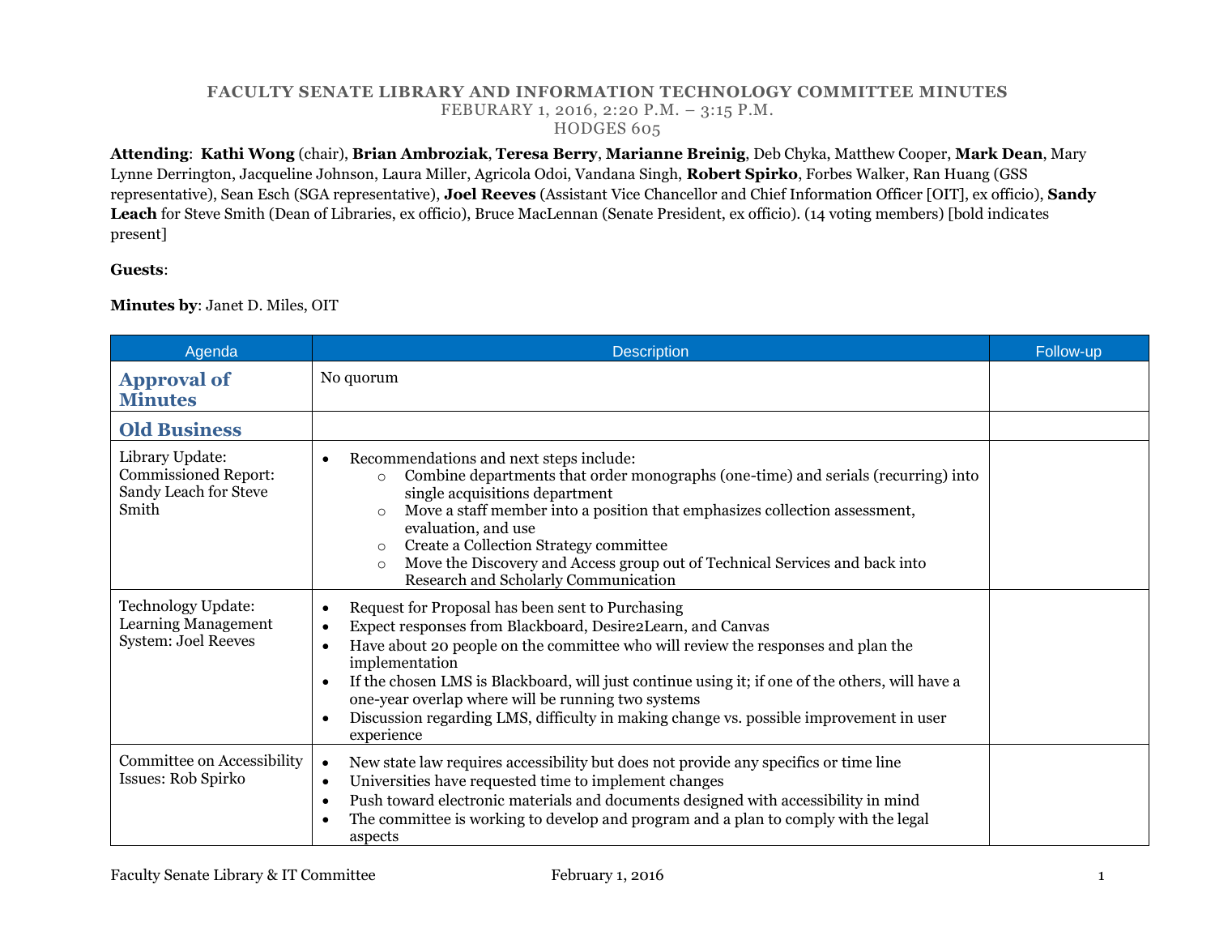# FACULTY SENATE LIBRARY AND INFORMATION TECHNOLOGY COMMITTEE MINUTES

FEBURARY 1, 2016, 2:20 P.M. – 3:15 P.M.

HODGES 605

**Attending**: **Kathi Wong** (chair), **Brian Ambroziak**, **Teresa Berry**, **Marianne Breinig**, Deb Chyka, Matthew Cooper, **Mark Dean**, Mary Lynne Derrington, Jacqueline Johnson, Laura Miller, Agricola Odoi, Vandana Singh, **Robert Spirko**, Forbes Walker, Ran Huang (GSS representative), Sean Esch (SGA representative), **Joel Reeves** (Assistant Vice Chancellor and Chief Information Officer [OIT], ex officio), **Sandy Leach** for Steve Smith (Dean of Libraries, ex officio), Bruce MacLennan (Senate President, ex officio). (14 voting members) [bold indicates present]

**Guests**:

**Minutes by**: Janet D. Miles, OIT

| Agenda | Description | Follow-up |
|---|---|---|
| **Approval of Minutes** | No quorum | |
| **Old Business** | | |
| Library Update: Commissioned Report: Sandy Leach for Steve Smith | • Recommendations and next steps include:<br>  ○ Combine departments that order monographs (one-time) and serials (recurring) into single acquisitions department<br>  ○ Move a staff member into a position that emphasizes collection assessment, evaluation, and use<br>  ○ Create a Collection Strategy committee<br>  ○ Move the Discovery and Access group out of Technical Services and back into Research and Scholarly Communication | |
| Technology Update: Learning Management System: Joel Reeves | • Request for Proposal has been sent to Purchasing<br>• Expect responses from Blackboard, Desire2Learn, and Canvas<br>• Have about 20 people on the committee who will review the responses and plan the implementation<br>• If the chosen LMS is Blackboard, will just continue using it; if one of the others, will have a one-year overlap where will be running two systems<br>• Discussion regarding LMS, difficulty in making change vs. possible improvement in user experience | |
| Committee on Accessibility Issues: Rob Spirko | • New state law requires accessibility but does not provide any specifics or time line<br>• Universities have requested time to implement changes<br>• Push toward electronic materials and documents designed with accessibility in mind<br>• The committee is working to develop and program and a plan to comply with the legal aspects | |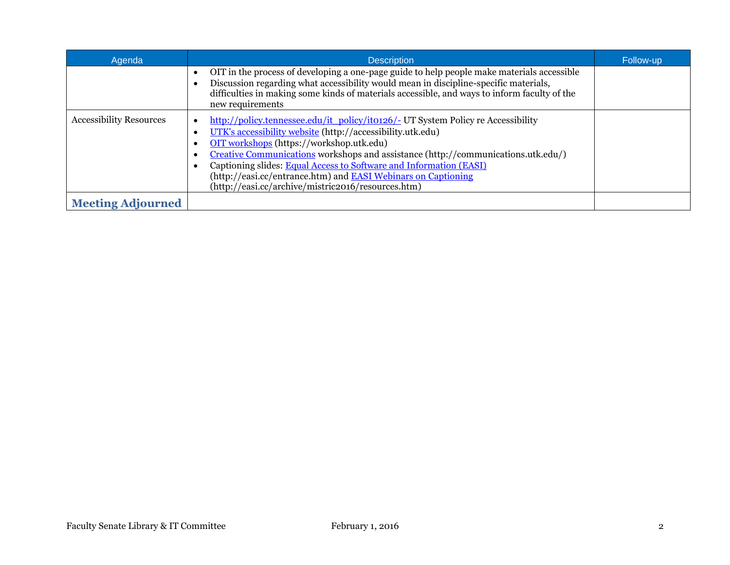| Agenda | Description | Follow-up |
|---|---|---|
| | • OIT in the process of developing a one-page guide to help people make materials accessible<br>• Discussion regarding what accessibility would mean in discipline-specific materials, difficulties in making some kinds of materials accessible, and ways to inform faculty of the new requirements | |
| Accessibility Resources | • http://policy.tennessee.edu/it_policy/it0126/- UT System Policy re Accessibility<br>• UTK's accessibility website (http://accessibility.utk.edu)<br>• OIT workshops (https://workshop.utk.edu)<br>• Creative Communications workshops and assistance (http://communications.utk.edu/)<br>• Captioning slides: Equal Access to Software and Information (EASI) (http://easi.cc/entrance.htm) and EASI Webinars on Captioning (http://easi.cc/archive/mistric2016/resources.htm) | |
| **Meeting Adjourned** | | |